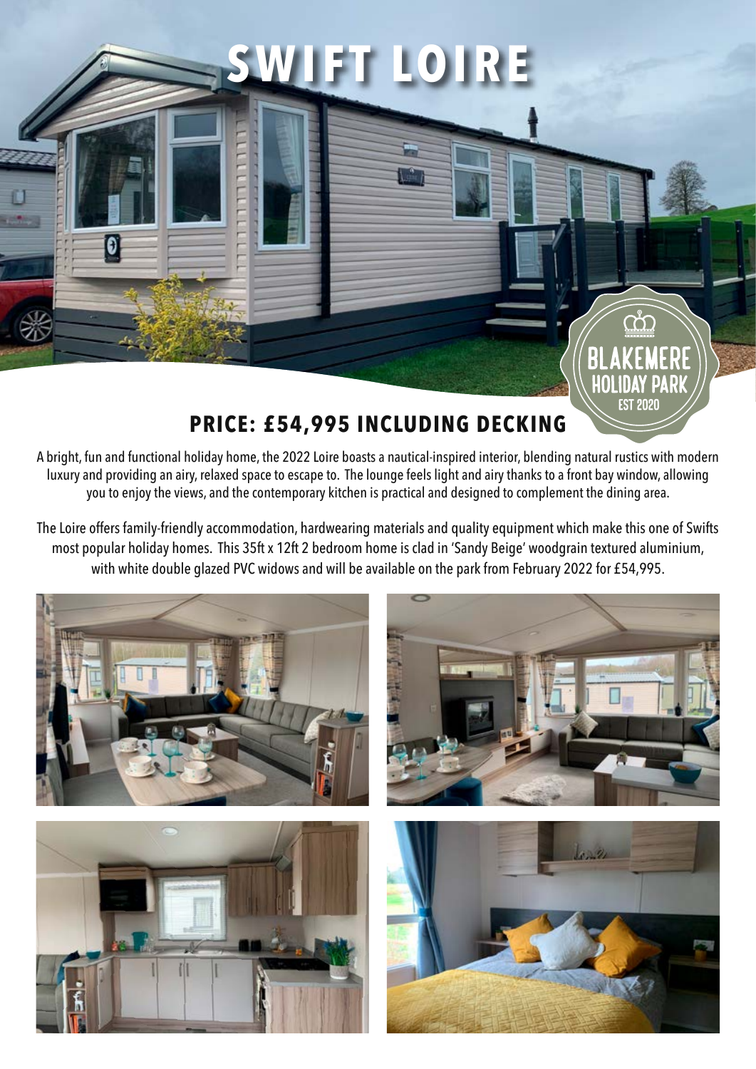# SWIFT LOIRE

BLAKEMERE HOLIDAY PARK
EST 2020

## PRICE: £54,995 INCLUDING DECKING

A bright, fun and functional holiday home, the 2022 Loire boasts a nautical-inspired interior, blending natural rustics with modern luxury and providing an airy, relaxed space to escape to. The lounge feels light and airy thanks to a front bay window, allowing you to enjoy the views, and the contemporary kitchen is practical and designed to complement the dining area.

The Loire offers family-friendly accommodation, hardwearing materials and quality equipment which make this one of Swifts most popular holiday homes. This 35ft x 12ft 2 bedroom home is clad in 'Sandy Beige' woodgrain textured aluminium, with white double glazed PVC widows and will be available on the park from February 2022 for £54,995.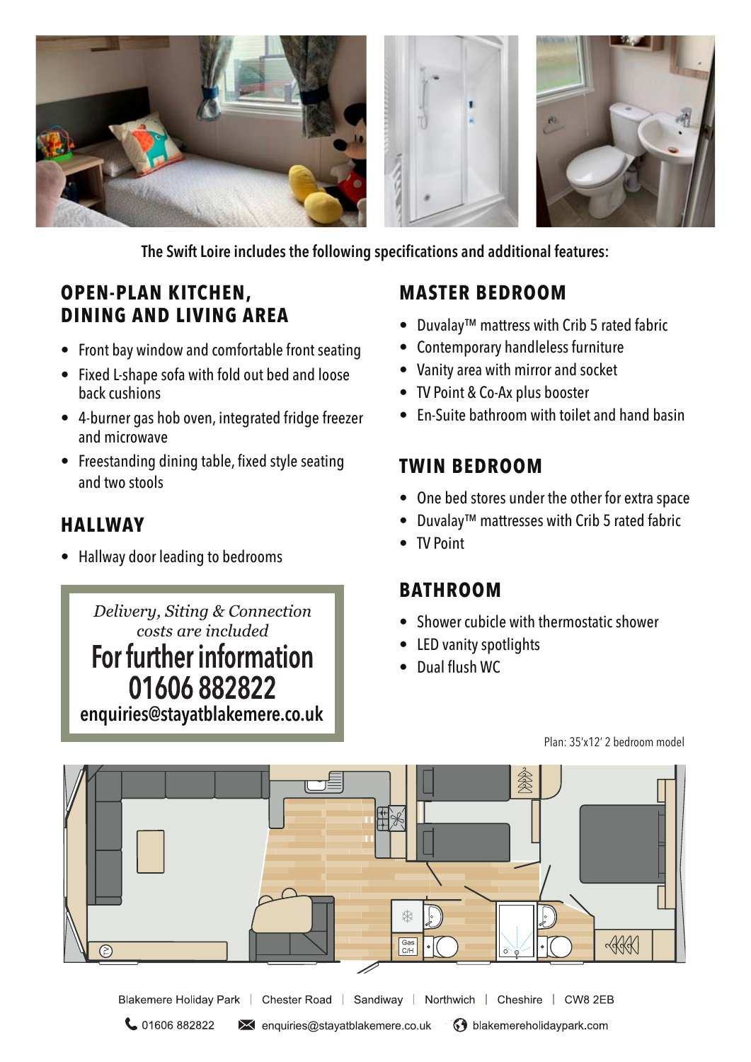The Swift Loire includes the following specifications and additional features:

## OPEN-PLAN KITCHEN, DINING AND LIVING AREA

- Front bay window and comfortable front seating
- Fixed L-shape sofa with fold out bed and loose back cushions
- 4-burner gas hob oven, integrated fridge freezer and microwave
- Freestanding dining table, fixed style seating and two stools

## HALLWAY

- Hallway door leading to bedrooms

*Delivery, Siting & Connection costs are included*

**For further information**
**01606 882822**
**enquiries@stayatblakemere.co.uk**

## MASTER BEDROOM

- Duvalay™ mattress with Crib 5 rated fabric
- Contemporary handleless furniture
- Vanity area with mirror and socket
- TV Point & Co-Ax plus booster
- En-Suite bathroom with toilet and hand basin

## TWIN BEDROOM

- One bed stores under the other for extra space
- Duvalay™ mattresses with Crib 5 rated fabric
- TV Point

## BATHROOM

- Shower cubicle with thermostatic shower
- LED vanity spotlights
- Dual flush WC

Plan: 35'x12' 2 bedroom model

Gas C/H

Blakemere Holiday Park | Chester Road | Sandiway | Northwich | Cheshire | CW8 2EB

01606 882822 enquiries@stayatblakemere.co.uk blakemereholidaypark.com